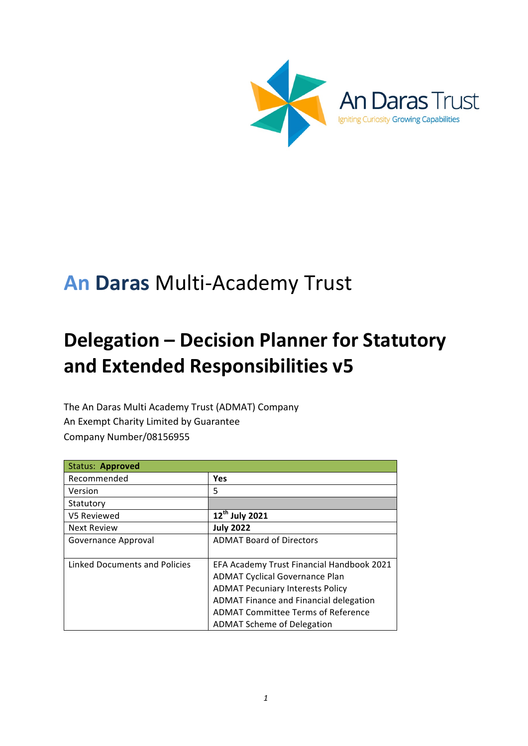An Daras Trust

Igniting Curiosity Growing Capabilities

# An Daras Multi-Academy Trust

# Delegation – Decision Planner for Statutory and Extended Responsibilities v5

The An Daras Multi Academy Trust (ADMAT) Company
An Exempt Charity Limited by Guarantee
Company Number/08156955

| Status: **Approved** | |
|---|---|
| Recommended | **Yes** |
| Version | 5 |
| Statutory | |
| V5 Reviewed | **12th July 2021** |
| Next Review | **July 2022** |
| Governance Approval | ADMAT Board of Directors |
| Linked Documents and Policies | EFA Academy Trust Financial Handbook 2021<br>ADMAT Cyclical Governance Plan<br>ADMAT Pecuniary Interests Policy<br>ADMAT Finance and Financial delegation<br>ADMAT Committee Terms of Reference<br>ADMAT Scheme of Delegation |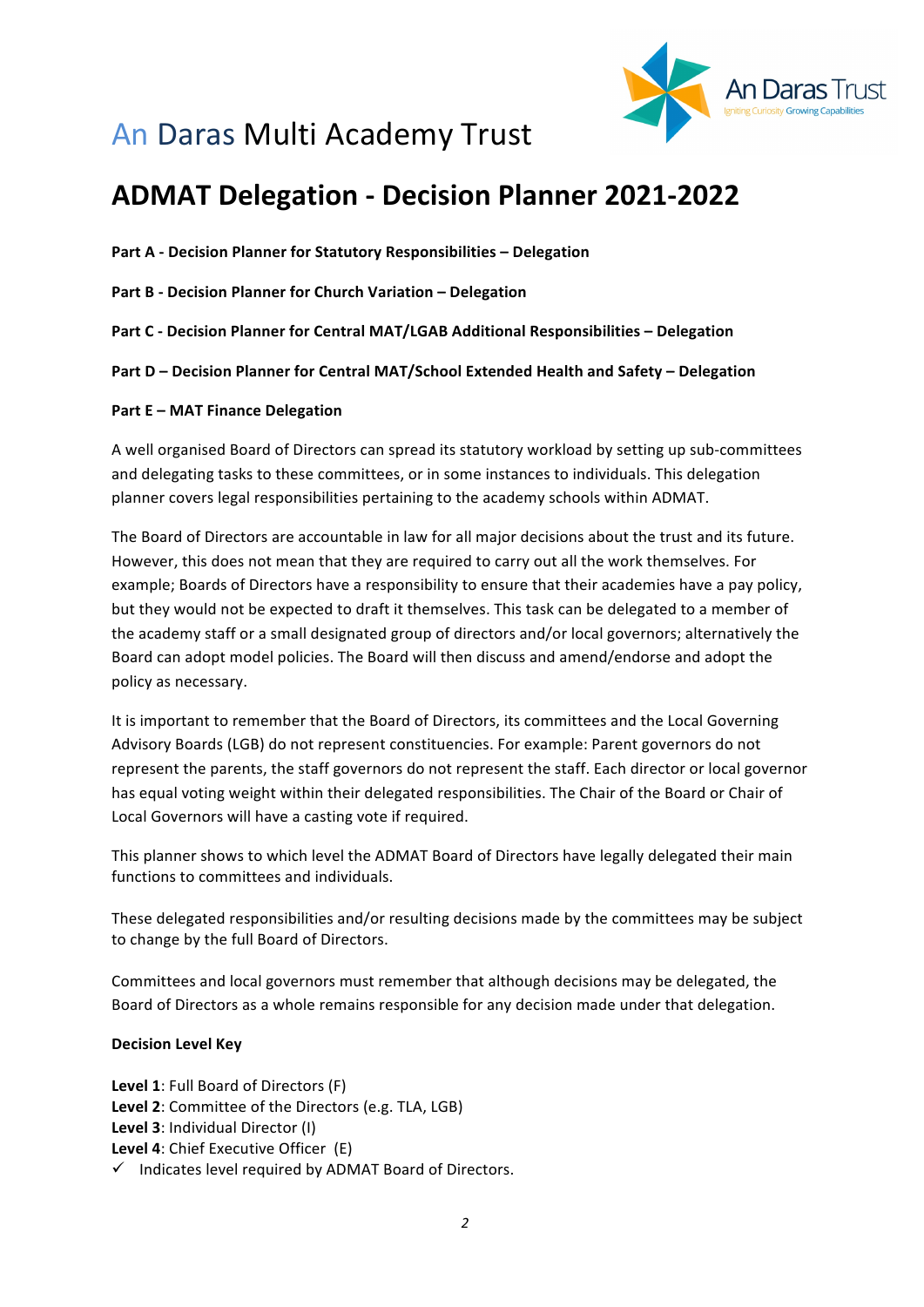# An Daras Multi Academy Trust

# ADMAT Delegation - Decision Planner 2021-2022

**Part A - Decision Planner for Statutory Responsibilities – Delegation**

**Part B - Decision Planner for Church Variation – Delegation**

**Part C - Decision Planner for Central MAT/LGAB Additional Responsibilities – Delegation**

**Part D – Decision Planner for Central MAT/School Extended Health and Safety – Delegation**

**Part E – MAT Finance Delegation**

A well organised Board of Directors can spread its statutory workload by setting up sub-committees and delegating tasks to these committees, or in some instances to individuals. This delegation planner covers legal responsibilities pertaining to the academy schools within ADMAT.

The Board of Directors are accountable in law for all major decisions about the trust and its future. However, this does not mean that they are required to carry out all the work themselves. For example; Boards of Directors have a responsibility to ensure that their academies have a pay policy, but they would not be expected to draft it themselves. This task can be delegated to a member of the academy staff or a small designated group of directors and/or local governors; alternatively the Board can adopt model policies. The Board will then discuss and amend/endorse and adopt the policy as necessary.

It is important to remember that the Board of Directors, its committees and the Local Governing Advisory Boards (LGB) do not represent constituencies. For example: Parent governors do not represent the parents, the staff governors do not represent the staff. Each director or local governor has equal voting weight within their delegated responsibilities. The Chair of the Board or Chair of Local Governors will have a casting vote if required.

This planner shows to which level the ADMAT Board of Directors have legally delegated their main functions to committees and individuals.

These delegated responsibilities and/or resulting decisions made by the committees may be subject to change by the full Board of Directors.

Committees and local governors must remember that although decisions may be delegated, the Board of Directors as a whole remains responsible for any decision made under that delegation.

**Decision Level Key**

**Level 1**: Full Board of Directors (F)
**Level 2**: Committee of the Directors (e.g. TLA, LGB)
**Level 3**: Individual Director (I)
**Level 4**: Chief Executive Officer (E)
✓ Indicates level required by ADMAT Board of Directors.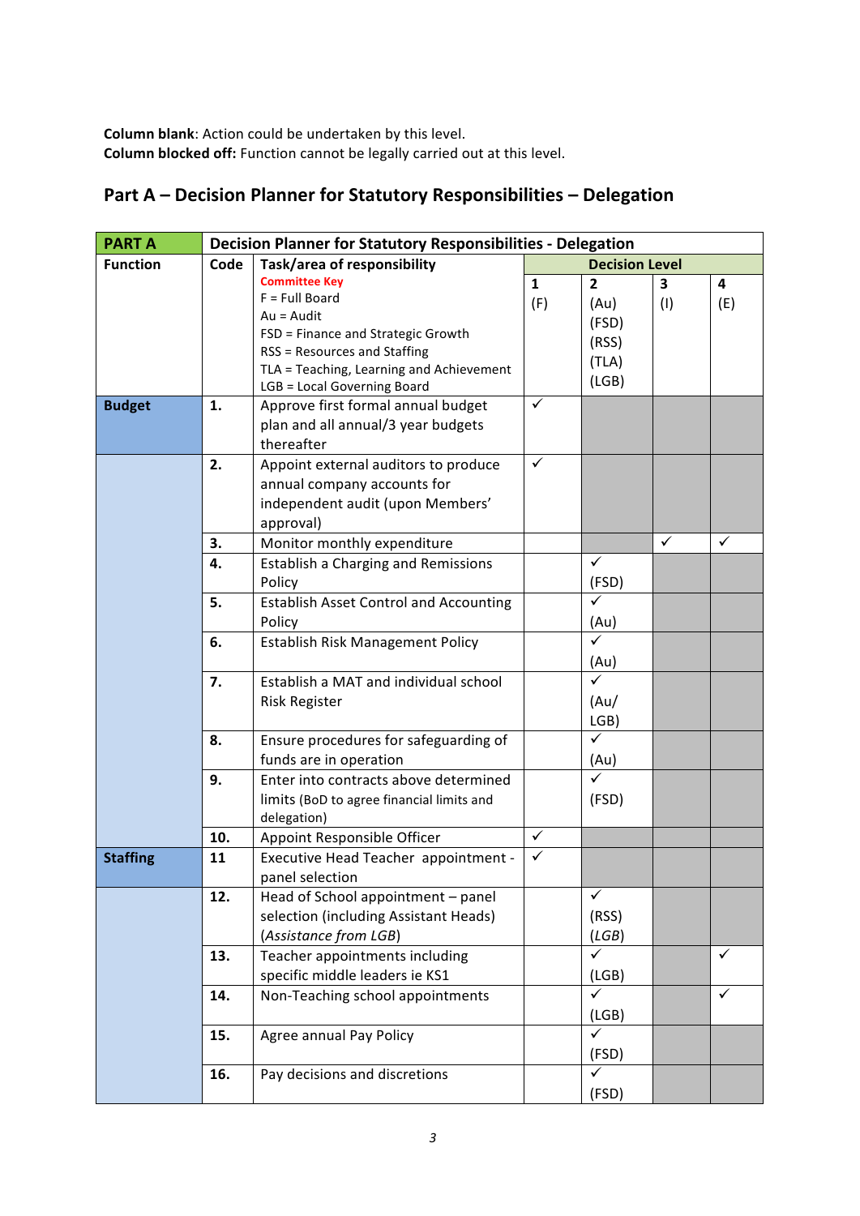**Column blank**: Action could be undertaken by this level.
**Column blocked off:** Function cannot be legally carried out at this level.

## Part A – Decision Planner for Statutory Responsibilities – Delegation

| PART A | Decision Planner for Statutory Responsibilities - Delegation | | | | | |
|---|---|---|---|---|---|---|
| **Function** | **Code** | **Task/area of responsibility** | **Decision Level** | | | |
| | | **Committee Key**<br>F = Full Board<br>Au = Audit<br>FSD = Finance and Strategic Growth<br>RSS = Resources and Staffing<br>TLA = Teaching, Learning and Achievement<br>LGB = Local Governing Board | **1**<br>(F) | **2**<br>(Au)<br>(FSD)<br>(RSS)<br>(TLA)<br>(LGB) | **3**<br>(I) | **4**<br>(E) |
| **Budget** | **1.** | Approve first formal annual budget plan and all annual/3 year budgets thereafter | ✓ | | | |
| | **2.** | Appoint external auditors to produce annual company accounts for independent audit (upon Members' approval) | ✓ | | | |
| | **3.** | Monitor monthly expenditure | | | ✓ | ✓ |
| | **4.** | Establish a Charging and Remissions Policy | | ✓<br>(FSD) | | |
| | **5.** | Establish Asset Control and Accounting Policy | | ✓<br>(Au) | | |
| | **6.** | Establish Risk Management Policy | | ✓<br>(Au) | | |
| | **7.** | Establish a MAT and individual school Risk Register | | ✓<br>(Au/<br>LGB) | | |
| | **8.** | Ensure procedures for safeguarding of funds are in operation | | ✓<br>(Au) | | |
| | **9.** | Enter into contracts above determined limits (BoD to agree financial limits and delegation) | | ✓<br>(FSD) | | |
| | **10.** | Appoint Responsible Officer | ✓ | | | |
| **Staffing** | **11** | Executive Head Teacher appointment - panel selection | ✓ | | | |
| | **12.** | Head of School appointment – panel selection (including Assistant Heads)<br>(*Assistance from LGB*) | | ✓<br>(RSS)<br>(*LGB*) | | |
| | **13.** | Teacher appointments including specific middle leaders ie KS1 | | ✓<br>(LGB) | | ✓ |
| | **14.** | Non-Teaching school appointments | | ✓<br>(LGB) | | ✓ |
| | **15.** | Agree annual Pay Policy | | ✓<br>(FSD) | | |
| | **16.** | Pay decisions and discretions | | ✓<br>(FSD) | | |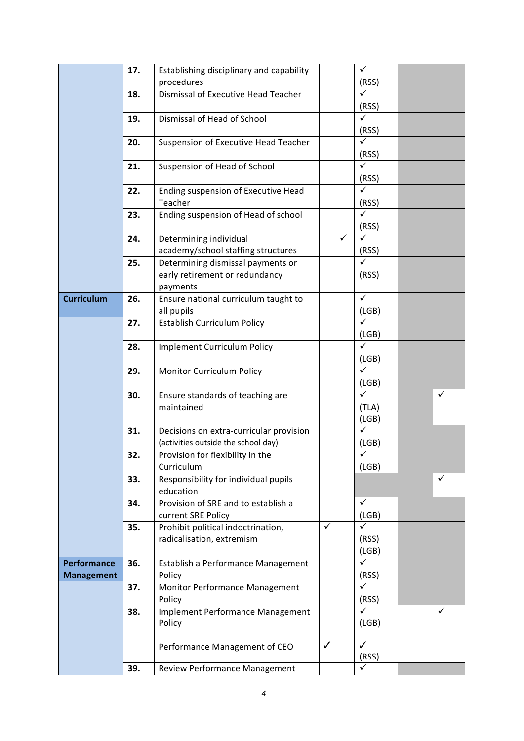| | | | | | | |
|---|---|---|---|---|---|---|
| | 17. | Establishing disciplinary and capability procedures | | ✓ (RSS) | | |
| | 18. | Dismissal of Executive Head Teacher | | ✓ (RSS) | | |
| | 19. | Dismissal of Head of School | | ✓ (RSS) | | |
| | 20. | Suspension of Executive Head Teacher | | ✓ (RSS) | | |
| | 21. | Suspension of Head of School | | ✓ (RSS) | | |
| | 22. | Ending suspension of Executive Head Teacher | | ✓ (RSS) | | |
| | 23. | Ending suspension of Head of school | | ✓ (RSS) | | |
| | 24. | Determining individual academy/school staffing structures | ✓ | ✓ (RSS) | | |
| | 25. | Determining dismissal payments or early retirement or redundancy payments | | ✓ (RSS) | | |
| **Curriculum** | 26. | Ensure national curriculum taught to all pupils | | ✓ (LGB) | | |
| | 27. | Establish Curriculum Policy | | ✓ (LGB) | | |
| | 28. | Implement Curriculum Policy | | ✓ (LGB) | | |
| | 29. | Monitor Curriculum Policy | | ✓ (LGB) | | |
| | 30. | Ensure standards of teaching are maintained | | ✓ (TLA) (LGB) | | ✓ |
| | 31. | Decisions on extra-curricular provision (activities outside the school day) | | ✓ (LGB) | | |
| | 32. | Provision for flexibility in the Curriculum | | ✓ (LGB) | | |
| | 33. | Responsibility for individual pupils education | | | | ✓ |
| | 34. | Provision of SRE and to establish a current SRE Policy | | ✓ (LGB) | | |
| | 35. | Prohibit political indoctrination, radicalisation, extremism | ✓ | ✓ (RSS) (LGB) | | |
| **Performance Management** | 36. | Establish a Performance Management Policy | | ✓ (RSS) | | |
| | 37. | Monitor Performance Management Policy | | ✓ (RSS) | | |
| | 38. | Implement Performance Management Policy | | ✓ (LGB) | | ✓ |
| | | Performance Management of CEO | ✓ | ✓ (RSS) | | |
| | 39. | Review Performance Management | | ✓ | | |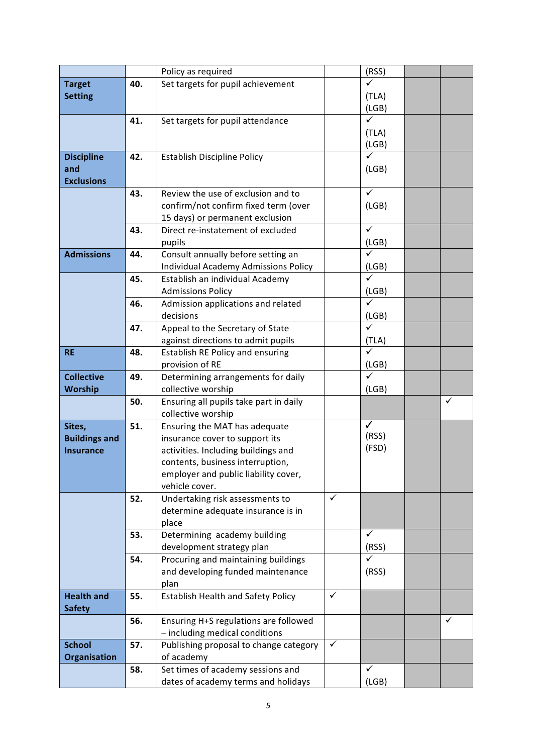| | | | | | | |
|---|---|---|---|---|---|---|
| | | Policy as required | | (RSS) | | |
| **Target Setting** | **40.** | Set targets for pupil achievement | | ✓ (TLA) (LGB) | | |
| | **41.** | Set targets for pupil attendance | | ✓ (TLA) (LGB) | | |
| **Discipline and Exclusions** | **42.** | Establish Discipline Policy | | ✓ (LGB) | | |
| | **43.** | Review the use of exclusion and to confirm/not confirm fixed term (over 15 days) or permanent exclusion | | ✓ (LGB) | | |
| | **43.** | Direct re-instatement of excluded pupils | | ✓ (LGB) | | |
| **Admissions** | **44.** | Consult annually before setting an Individual Academy Admissions Policy | | ✓ (LGB) | | |
| | **45.** | Establish an individual Academy Admissions Policy | | ✓ (LGB) | | |
| | **46.** | Admission applications and related decisions | | ✓ (LGB) | | |
| | **47.** | Appeal to the Secretary of State against directions to admit pupils | | ✓ (TLA) | | |
| **RE** | **48.** | Establish RE Policy and ensuring provision of RE | | ✓ (LGB) | | |
| **Collective Worship** | **49.** | Determining arrangements for daily collective worship | | ✓ (LGB) | | |
| | **50.** | Ensuring all pupils take part in daily collective worship | | | | ✓ |
| **Sites, Buildings and Insurance** | **51.** | Ensuring the MAT has adequate insurance cover to support its activities. Including buildings and contents, business interruption, employer and public liability cover, vehicle cover. | | ✓ (RSS) (FSD) | | |
| | **52.** | Undertaking risk assessments to determine adequate insurance is in place | ✓ | | | |
| | **53.** | Determining academy building development strategy plan | | ✓ (RSS) | | |
| | **54.** | Procuring and maintaining buildings and developing funded maintenance plan | | ✓ (RSS) | | |
| **Health and Safety** | **55.** | Establish Health and Safety Policy | ✓ | | | |
| | **56.** | Ensuring H+S regulations are followed – including medical conditions | | | | ✓ |
| **School Organisation** | **57.** | Publishing proposal to change category of academy | ✓ | | | |
| | **58.** | Set times of academy sessions and dates of academy terms and holidays | | ✓ (LGB) | | |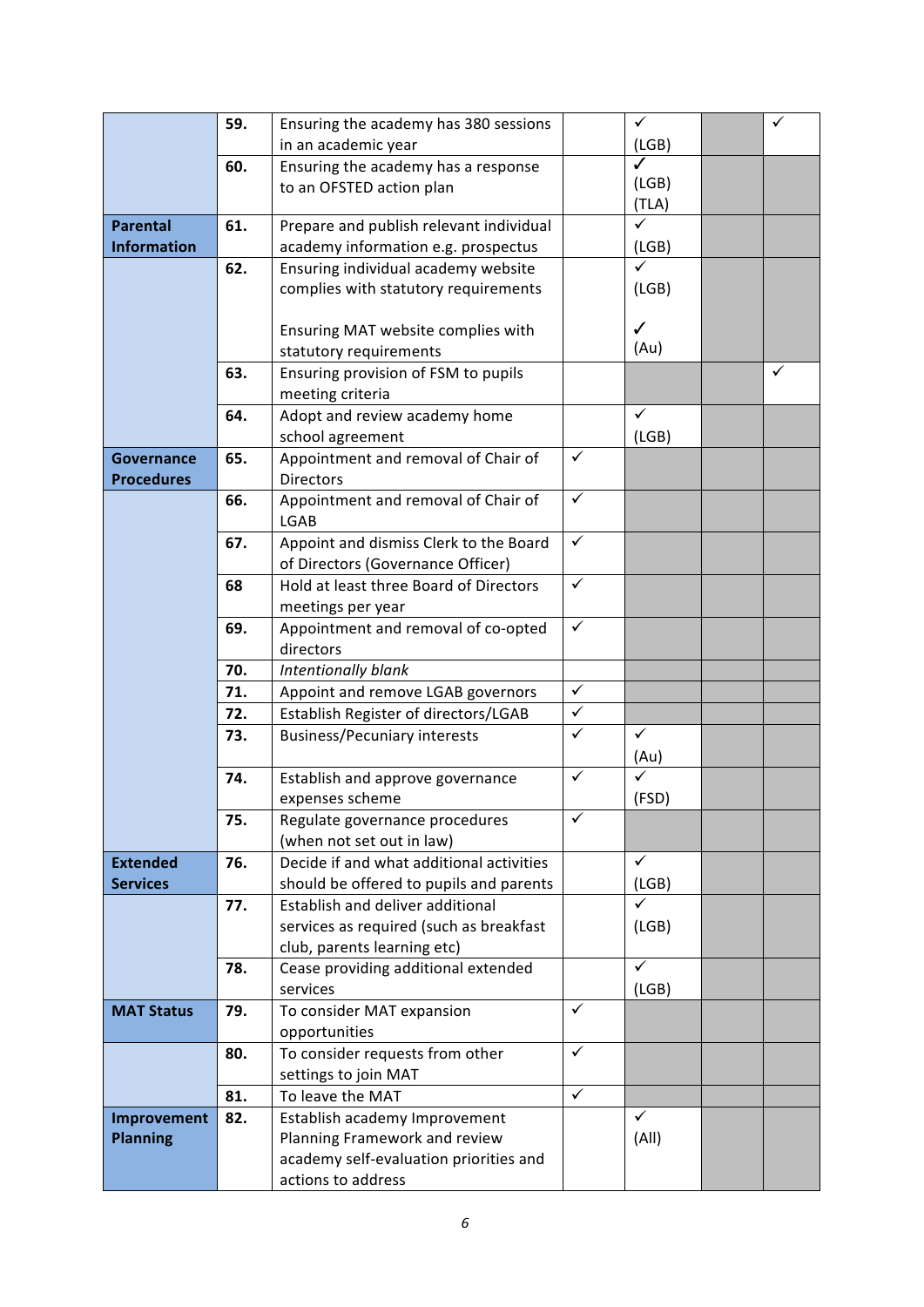|  |  |  |  |  |  |  |
|---|---|---|---|---|---|---|
|  | **59.** | Ensuring the academy has 380 sessions in an academic year |  | ✓ (LGB) |  | ✓ |
|  | **60.** | Ensuring the academy has a response to an OFSTED action plan |  | ✓ (LGB) (TLA) |  |  |
| **Parental Information** | **61.** | Prepare and publish relevant individual academy information e.g. prospectus |  | ✓ (LGB) |  |  |
|  | **62.** | Ensuring individual academy website complies with statutory requirements<br><br>Ensuring MAT website complies with statutory requirements |  | ✓ (LGB)<br><br>✓ (Au) |  |  |
|  | **63.** | Ensuring provision of FSM to pupils meeting criteria |  |  |  | ✓ |
|  | **64.** | Adopt and review academy home school agreement |  | ✓ (LGB) |  |  |
| **Governance Procedures** | **65.** | Appointment and removal of Chair of Directors | ✓ |  |  |  |
|  | **66.** | Appointment and removal of Chair of LGAB | ✓ |  |  |  |
|  | **67.** | Appoint and dismiss Clerk to the Board of Directors (Governance Officer) | ✓ |  |  |  |
|  | **68** | Hold at least three Board of Directors meetings per year | ✓ |  |  |  |
|  | **69.** | Appointment and removal of co-opted directors | ✓ |  |  |  |
|  | **70.** | *Intentionally blank* |  |  |  |  |
|  | **71.** | Appoint and remove LGAB governors | ✓ |  |  |  |
|  | **72.** | Establish Register of directors/LGAB | ✓ |  |  |  |
|  | **73.** | Business/Pecuniary interests | ✓ | ✓ (Au) |  |  |
|  | **74.** | Establish and approve governance expenses scheme | ✓ | ✓ (FSD) |  |  |
|  | **75.** | Regulate governance procedures (when not set out in law) | ✓ |  |  |  |
| **Extended Services** | **76.** | Decide if and what additional activities should be offered to pupils and parents |  | ✓ (LGB) |  |  |
|  | **77.** | Establish and deliver additional services as required (such as breakfast club, parents learning etc) |  | ✓ (LGB) |  |  |
|  | **78.** | Cease providing additional extended services |  | ✓ (LGB) |  |  |
| **MAT Status** | **79.** | To consider MAT expansion opportunities | ✓ |  |  |  |
|  | **80.** | To consider requests from other settings to join MAT | ✓ |  |  |  |
|  | **81.** | To leave the MAT | ✓ |  |  |  |
| **Improvement Planning** | **82.** | Establish academy Improvement Planning Framework and review academy self-evaluation priorities and actions to address |  | ✓ (All) |  |  |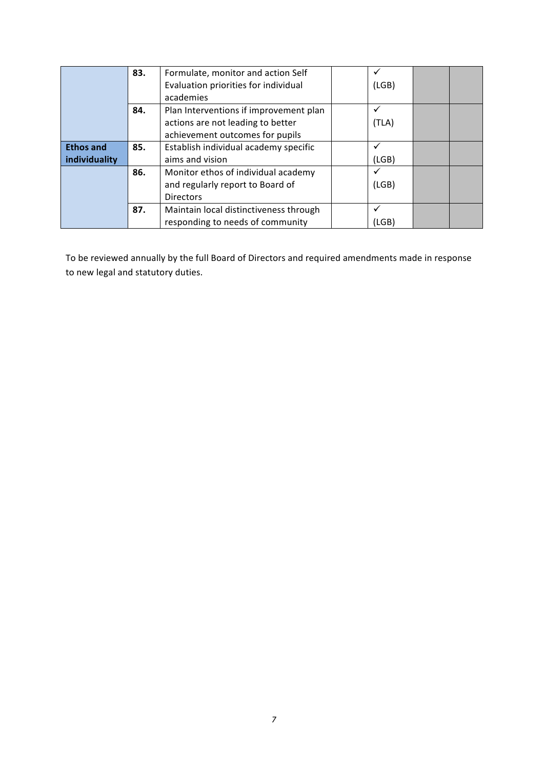| | | | | | | |
|---|---|---|---|---|---|---|
| | **83.** | Formulate, monitor and action Self Evaluation priorities for individual academies | | ✓ (LGB) | | |
| | **84.** | Plan Interventions if improvement plan actions are not leading to better achievement outcomes for pupils | | ✓ (TLA) | | |
| **Ethos and individuality** | **85.** | Establish individual academy specific aims and vision | | ✓ (LGB) | | |
| | **86.** | Monitor ethos of individual academy and regularly report to Board of Directors | | ✓ (LGB) | | |
| | **87.** | Maintain local distinctiveness through responding to needs of community | | ✓ (LGB) | | |

To be reviewed annually by the full Board of Directors and required amendments made in response to new legal and statutory duties.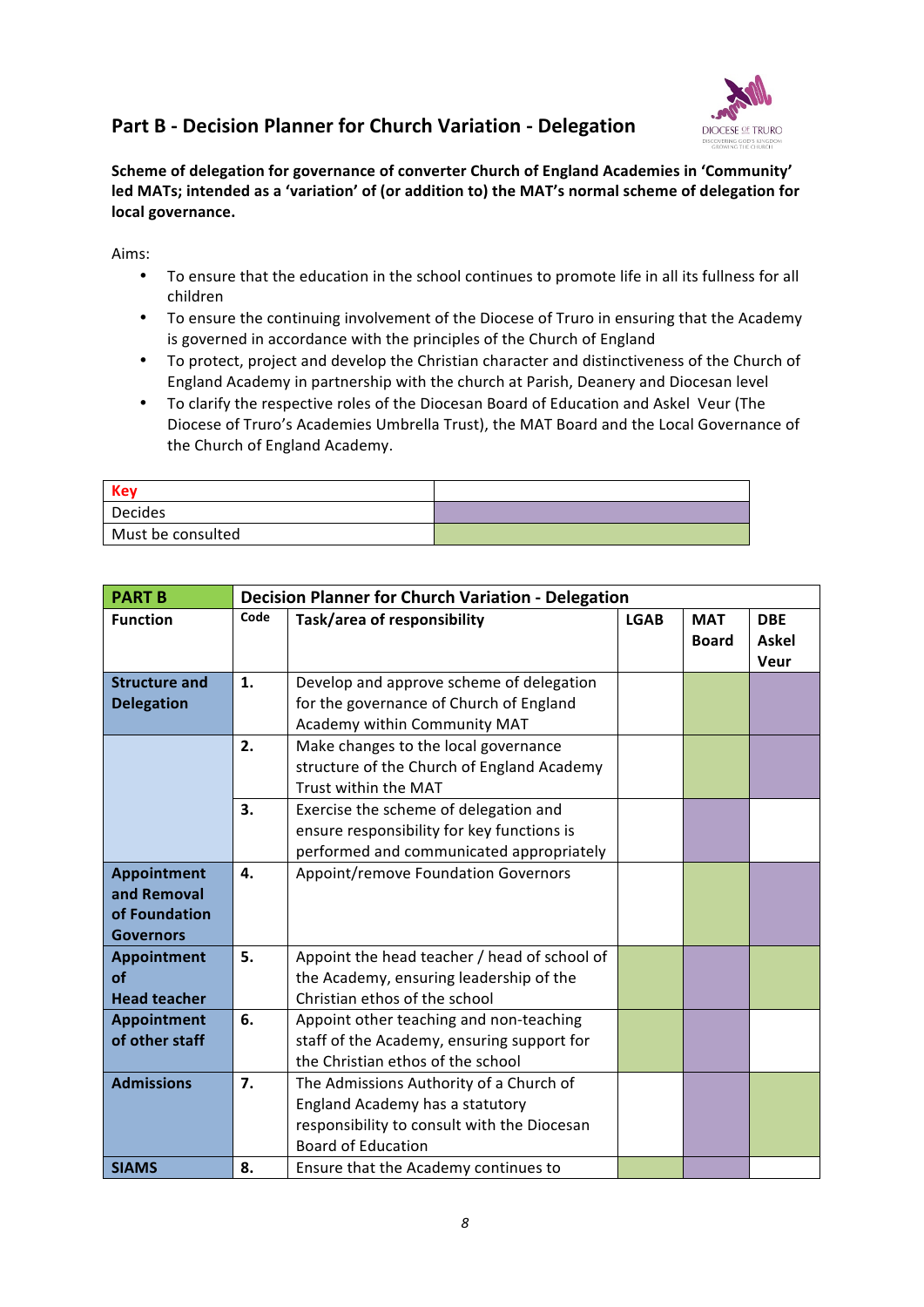## Part B - Decision Planner for Church Variation - Delegation

**Scheme of delegation for governance of converter Church of England Academies in 'Community' led MATs; intended as a 'variation' of (or addition to) the MAT's normal scheme of delegation for local governance.**

Aims:

- To ensure that the education in the school continues to promote life in all its fullness for all children
- To ensure the continuing involvement of the Diocese of Truro in ensuring that the Academy is governed in accordance with the principles of the Church of England
- To protect, project and develop the Christian character and distinctiveness of the Church of England Academy in partnership with the church at Parish, Deanery and Diocesan level
- To clarify the respective roles of the Diocesan Board of Education and Askel Veur (The Diocese of Truro's Academies Umbrella Trust), the MAT Board and the Local Governance of the Church of England Academy.

| Key | |
|---|---|
| Decides | (purple) |
| Must be consulted | (green) |

| PART B | Decision Planner for Church Variation - Delegation | | | | |
|---|---|---|---|---|---|
| **Function** | **Code** | **Task/area of responsibility** | **LGAB** | **MAT Board** | **DBE Askel Veur** |
| **Structure and Delegation** | **1.** | Develop and approve scheme of delegation for the governance of Church of England Academy within Community MAT | | Must be consulted | Decides |
| | **2.** | Make changes to the local governance structure of the Church of England Academy Trust within the MAT | | Must be consulted | Decides |
| | **3.** | Exercise the scheme of delegation and ensure responsibility for key functions is performed and communicated appropriately | | Decides | |
| **Appointment and Removal of Foundation Governors** | **4.** | Appoint/remove Foundation Governors | | Must be consulted | Decides |
| **Appointment of Head teacher** | **5.** | Appoint the head teacher / head of school of the Academy, ensuring leadership of the Christian ethos of the school | Must be consulted | Decides | Must be consulted |
| **Appointment of other staff** | **6.** | Appoint other teaching and non-teaching staff of the Academy, ensuring support for the Christian ethos of the school | Must be consulted | Decides | |
| **Admissions** | **7.** | The Admissions Authority of a Church of England Academy has a statutory responsibility to consult with the Diocesan Board of Education | | Decides | Must be consulted |
| **SIAMS** | **8.** | Ensure that the Academy continues to | Must be consulted | Decides | |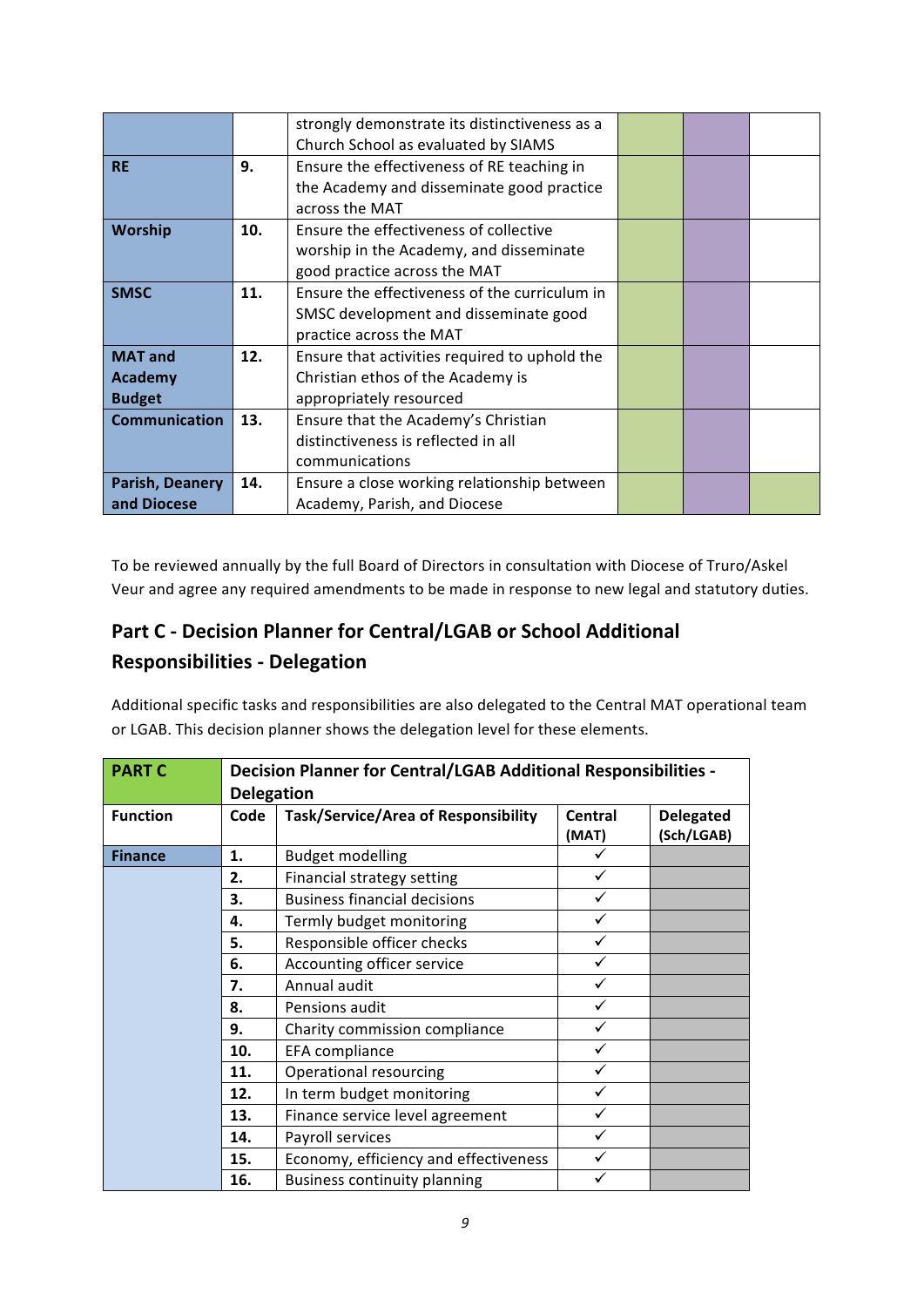| | | | | | |
|---|---|---|---|---|---|
| | | strongly demonstrate its distinctiveness as a Church School as evaluated by SIAMS | | | |
| **RE** | **9.** | Ensure the effectiveness of RE teaching in the Academy and disseminate good practice across the MAT | | | |
| **Worship** | **10.** | Ensure the effectiveness of collective worship in the Academy, and disseminate good practice across the MAT | | | |
| **SMSC** | **11.** | Ensure the effectiveness of the curriculum in SMSC development and disseminate good practice across the MAT | | | |
| **MAT and Academy Budget** | **12.** | Ensure that activities required to uphold the Christian ethos of the Academy is appropriately resourced | | | |
| **Communication** | **13.** | Ensure that the Academy's Christian distinctiveness is reflected in all communications | | | |
| **Parish, Deanery and Diocese** | **14.** | Ensure a close working relationship between Academy, Parish, and Diocese | | | |

To be reviewed annually by the full Board of Directors in consultation with Diocese of Truro/Askel Veur and agree any required amendments to be made in response to new legal and statutory duties.

## Part C - Decision Planner for Central/LGAB or School Additional Responsibilities - Delegation

Additional specific tasks and responsibilities are also delegated to the Central MAT operational team or LGAB. This decision planner shows the delegation level for these elements.

| **PART C** | **Decision Planner for Central/LGAB Additional Responsibilities - Delegation** | | | |
|---|---|---|---|---|
| **Function** | **Code** | **Task/Service/Area of Responsibility** | **Central (MAT)** | **Delegated (Sch/LGAB)** |
| **Finance** | **1.** | Budget modelling | ✓ | |
| | **2.** | Financial strategy setting | ✓ | |
| | **3.** | Business financial decisions | ✓ | |
| | **4.** | Termly budget monitoring | ✓ | |
| | **5.** | Responsible officer checks | ✓ | |
| | **6.** | Accounting officer service | ✓ | |
| | **7.** | Annual audit | ✓ | |
| | **8.** | Pensions audit | ✓ | |
| | **9.** | Charity commission compliance | ✓ | |
| | **10.** | EFA compliance | ✓ | |
| | **11.** | Operational resourcing | ✓ | |
| | **12.** | In term budget monitoring | ✓ | |
| | **13.** | Finance service level agreement | ✓ | |
| | **14.** | Payroll services | ✓ | |
| | **15.** | Economy, efficiency and effectiveness | ✓ | |
| | **16.** | Business continuity planning | ✓ | |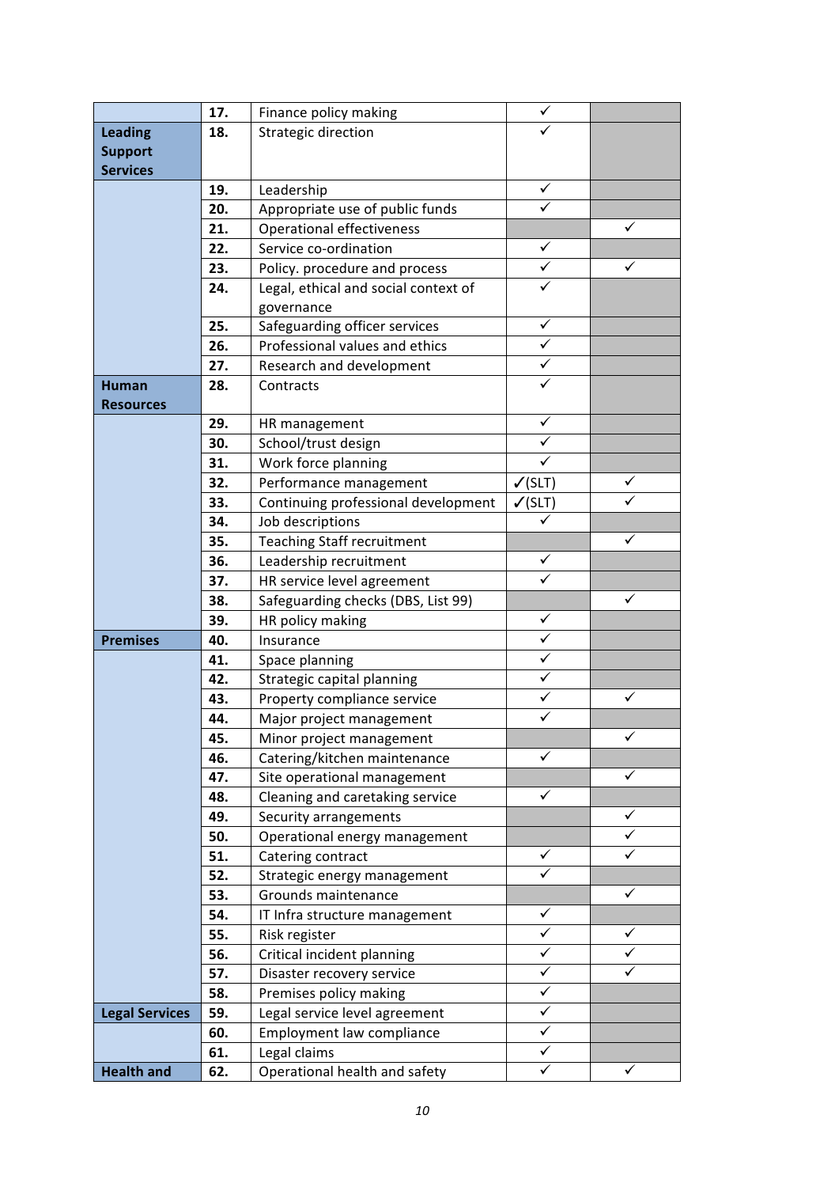| | | | | |
|---|---|---|---|---|
| | **17.** | Finance policy making | ✓ | |
| **Leading Support Services** | **18.** | Strategic direction | ✓ | |
| | **19.** | Leadership | ✓ | |
| | **20.** | Appropriate use of public funds | ✓ | |
| | **21.** | Operational effectiveness | | ✓ |
| | **22.** | Service co-ordination | ✓ | |
| | **23.** | Policy. procedure and process | ✓ | ✓ |
| | **24.** | Legal, ethical and social context of governance | ✓ | |
| | **25.** | Safeguarding officer services | ✓ | |
| | **26.** | Professional values and ethics | ✓ | |
| | **27.** | Research and development | ✓ | |
| **Human Resources** | **28.** | Contracts | ✓ | |
| | **29.** | HR management | ✓ | |
| | **30.** | School/trust design | ✓ | |
| | **31.** | Work force planning | ✓ | |
| | **32.** | Performance management | ✓(SLT) | ✓ |
| | **33.** | Continuing professional development | ✓(SLT) | ✓ |
| | **34.** | Job descriptions | ✓ | |
| | **35.** | Teaching Staff recruitment | | ✓ |
| | **36.** | Leadership recruitment | ✓ | |
| | **37.** | HR service level agreement | ✓ | |
| | **38.** | Safeguarding checks (DBS, List 99) | | ✓ |
| | **39.** | HR policy making | ✓ | |
| **Premises** | **40.** | Insurance | ✓ | |
| | **41.** | Space planning | ✓ | |
| | **42.** | Strategic capital planning | ✓ | |
| | **43.** | Property compliance service | ✓ | ✓ |
| | **44.** | Major project management | ✓ | |
| | **45.** | Minor project management | | ✓ |
| | **46.** | Catering/kitchen maintenance | ✓ | |
| | **47.** | Site operational management | | ✓ |
| | **48.** | Cleaning and caretaking service | ✓ | |
| | **49.** | Security arrangements | | ✓ |
| | **50.** | Operational energy management | | ✓ |
| | **51.** | Catering contract | ✓ | ✓ |
| | **52.** | Strategic energy management | ✓ | |
| | **53.** | Grounds maintenance | | ✓ |
| | **54.** | IT Infra structure management | ✓ | |
| | **55.** | Risk register | ✓ | ✓ |
| | **56.** | Critical incident planning | ✓ | ✓ |
| | **57.** | Disaster recovery service | ✓ | ✓ |
| | **58.** | Premises policy making | ✓ | |
| **Legal Services** | **59.** | Legal service level agreement | ✓ | |
| | **60.** | Employment law compliance | ✓ | |
| | **61.** | Legal claims | ✓ | |
| **Health and** | **62.** | Operational health and safety | ✓ | ✓ |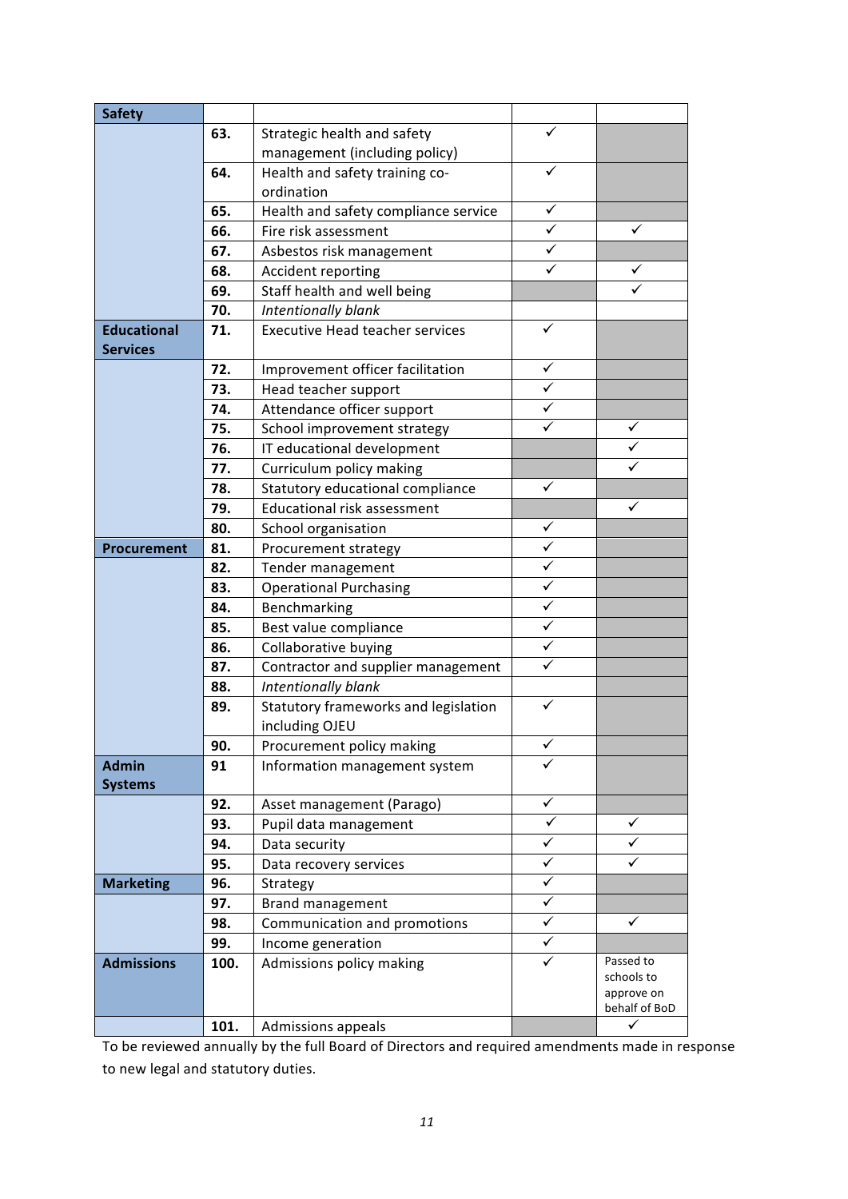| Safety | | | | |
|---|---|---|---|---|
| | 63. | Strategic health and safety management (including policy) | ✓ | |
| | 64. | Health and safety training co-ordination | ✓ | |
| | 65. | Health and safety compliance service | ✓ | |
| | 66. | Fire risk assessment | ✓ | ✓ |
| | 67. | Asbestos risk management | ✓ | |
| | 68. | Accident reporting | ✓ | ✓ |
| | 69. | Staff health and well being | | ✓ |
| | 70. | *Intentionally blank* | | |
| **Educational Services** | 71. | Executive Head teacher services | ✓ | |
| | 72. | Improvement officer facilitation | ✓ | |
| | 73. | Head teacher support | ✓ | |
| | 74. | Attendance officer support | ✓ | |
| | 75. | School improvement strategy | ✓ | ✓ |
| | 76. | IT educational development | | ✓ |
| | 77. | Curriculum policy making | | ✓ |
| | 78. | Statutory educational compliance | ✓ | |
| | 79. | Educational risk assessment | | ✓ |
| | 80. | School organisation | ✓ | |
| **Procurement** | 81. | Procurement strategy | ✓ | |
| | 82. | Tender management | ✓ | |
| | 83. | Operational Purchasing | ✓ | |
| | 84. | Benchmarking | ✓ | |
| | 85. | Best value compliance | ✓ | |
| | 86. | Collaborative buying | ✓ | |
| | 87. | Contractor and supplier management | ✓ | |
| | 88. | *Intentionally blank* | | |
| | 89. | Statutory frameworks and legislation including OJEU | ✓ | |
| | 90. | Procurement policy making | ✓ | |
| **Admin Systems** | 91 | Information management system | ✓ | |
| | 92. | Asset management (Parago) | ✓ | |
| | 93. | Pupil data management | ✓ | ✓ |
| | 94. | Data security | ✓ | ✓ |
| | 95. | Data recovery services | ✓ | ✓ |
| **Marketing** | 96. | Strategy | ✓ | |
| | 97. | Brand management | ✓ | |
| | 98. | Communication and promotions | ✓ | ✓ |
| | 99. | Income generation | ✓ | |
| **Admissions** | 100. | Admissions policy making | ✓ | Passed to schools to approve on behalf of BoD |
| | 101. | Admissions appeals | | ✓ |

To be reviewed annually by the full Board of Directors and required amendments made in response to new legal and statutory duties.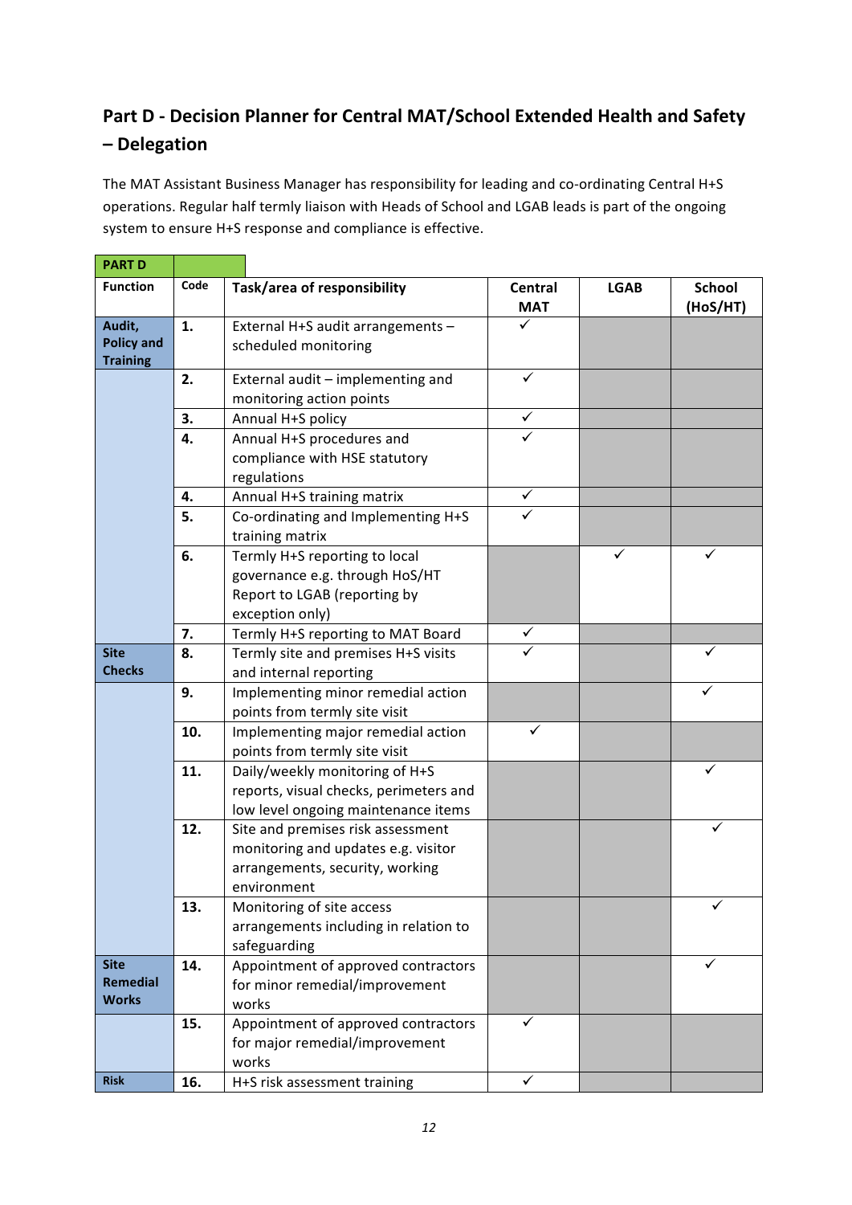## Part D - Decision Planner for Central MAT/School Extended Health and Safety – Delegation

The MAT Assistant Business Manager has responsibility for leading and co-ordinating Central H+S operations. Regular half termly liaison with Heads of School and LGAB leads is part of the ongoing system to ensure H+S response and compliance is effective.

| PART D | | | | | |
|---|---|---|---|---|---|
| **Function** | **Code** | **Task/area of responsibility** | **Central MAT** | **LGAB** | **School (HoS/HT)** |
| **Audit, Policy and Training** | **1.** | External H+S audit arrangements – scheduled monitoring | ✓ | | |
| | **2.** | External audit – implementing and monitoring action points | ✓ | | |
| | **3.** | Annual H+S policy | ✓ | | |
| | **4.** | Annual H+S procedures and compliance with HSE statutory regulations | ✓ | | |
| | **4.** | Annual H+S training matrix | ✓ | | |
| | **5.** | Co-ordinating and Implementing H+S training matrix | ✓ | | |
| | **6.** | Termly H+S reporting to local governance e.g. through HoS/HT Report to LGAB (reporting by exception only) | | ✓ | ✓ |
| | **7.** | Termly H+S reporting to MAT Board | ✓ | | |
| **Site Checks** | **8.** | Termly site and premises H+S visits and internal reporting | ✓ | | ✓ |
| | **9.** | Implementing minor remedial action points from termly site visit | | | ✓ |
| | **10.** | Implementing major remedial action points from termly site visit | ✓ | | |
| | **11.** | Daily/weekly monitoring of H+S reports, visual checks, perimeters and low level ongoing maintenance items | | | ✓ |
| | **12.** | Site and premises risk assessment monitoring and updates e.g. visitor arrangements, security, working environment | | | ✓ |
| | **13.** | Monitoring of site access arrangements including in relation to safeguarding | | | ✓ |
| **Site Remedial Works** | **14.** | Appointment of approved contractors for minor remedial/improvement works | | | ✓ |
| | **15.** | Appointment of approved contractors for major remedial/improvement works | ✓ | | |
| **Risk** | **16.** | H+S risk assessment training | ✓ | | |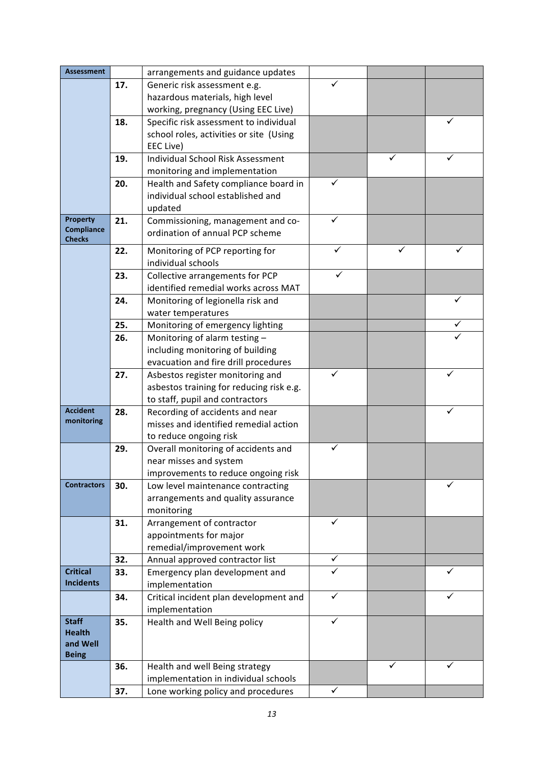| | | | | | |
|---|---|---|---|---|---|
| **Assessment** | | arrangements and guidance updates | | | |
| | **17.** | Generic risk assessment e.g. hazardous materials, high level working, pregnancy (Using EEC Live) | ✓ | | |
| | **18.** | Specific risk assessment to individual school roles, activities or site (Using EEC Live) | | | ✓ |
| | **19.** | Individual School Risk Assessment monitoring and implementation | | ✓ | ✓ |
| | **20.** | Health and Safety compliance board in individual school established and updated | ✓ | | |
| **Property Compliance Checks** | **21.** | Commissioning, management and co-ordination of annual PCP scheme | ✓ | | |
| | **22.** | Monitoring of PCP reporting for individual schools | ✓ | ✓ | ✓ |
| | **23.** | Collective arrangements for PCP identified remedial works across MAT | ✓ | | |
| | **24.** | Monitoring of legionella risk and water temperatures | | | ✓ |
| | **25.** | Monitoring of emergency lighting | | | ✓ |
| | **26.** | Monitoring of alarm testing – including monitoring of building evacuation and fire drill procedures | | | ✓ |
| | **27.** | Asbestos register monitoring and asbestos training for reducing risk e.g. to staff, pupil and contractors | ✓ | | ✓ |
| **Accident monitoring** | **28.** | Recording of accidents and near misses and identified remedial action to reduce ongoing risk | | | ✓ |
| | **29.** | Overall monitoring of accidents and near misses and system improvements to reduce ongoing risk | ✓ | | |
| **Contractors** | **30.** | Low level maintenance contracting arrangements and quality assurance monitoring | | | ✓ |
| | **31.** | Arrangement of contractor appointments for major remedial/improvement work | ✓ | | |
| | **32.** | Annual approved contractor list | ✓ | | |
| **Critical Incidents** | **33.** | Emergency plan development and implementation | ✓ | | ✓ |
| | **34.** | Critical incident plan development and implementation | ✓ | | ✓ |
| **Staff Health and Well Being** | **35.** | Health and Well Being policy | ✓ | | |
| | **36.** | Health and well Being strategy implementation in individual schools | | ✓ | ✓ |
| | **37.** | Lone working policy and procedures | ✓ | | |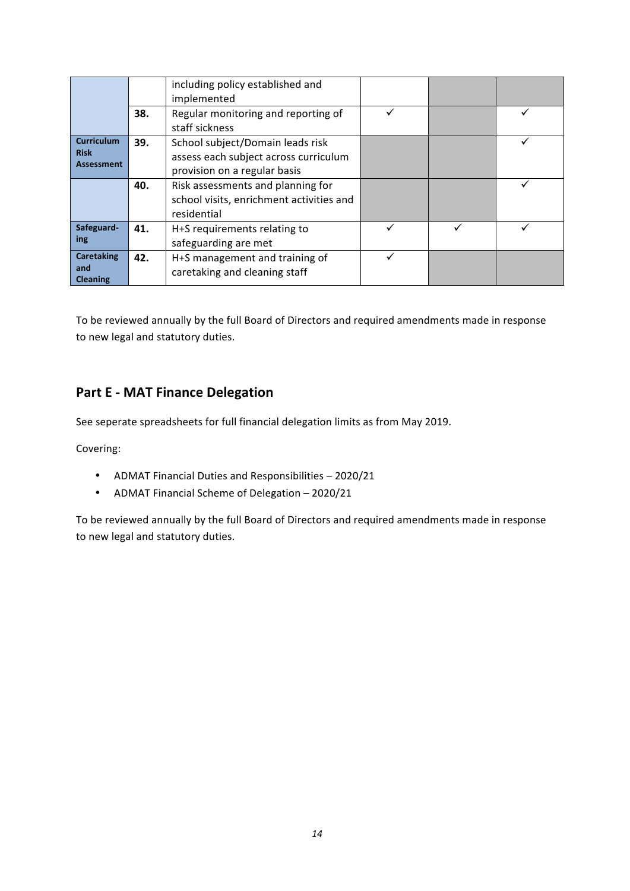| | | | | | |
|---|---|---|---|---|---|
| | | including policy established and implemented | | | |
| | **38.** | Regular monitoring and reporting of staff sickness | ✓ | | ✓ |
| **Curriculum Risk Assessment** | **39.** | School subject/Domain leads risk assess each subject across curriculum provision on a regular basis | | | ✓ |
| | **40.** | Risk assessments and planning for school visits, enrichment activities and residential | | | ✓ |
| **Safeguard-ing** | **41.** | H+S requirements relating to safeguarding are met | ✓ | ✓ | ✓ |
| **Caretaking and Cleaning** | **42.** | H+S management and training of caretaking and cleaning staff | ✓ | | |

To be reviewed annually by the full Board of Directors and required amendments made in response to new legal and statutory duties.

## Part E - MAT Finance Delegation

See seperate spreadsheets for full financial delegation limits as from May 2019.

Covering:

- ADMAT Financial Duties and Responsibilities – 2020/21
- ADMAT Financial Scheme of Delegation – 2020/21

To be reviewed annually by the full Board of Directors and required amendments made in response to new legal and statutory duties.